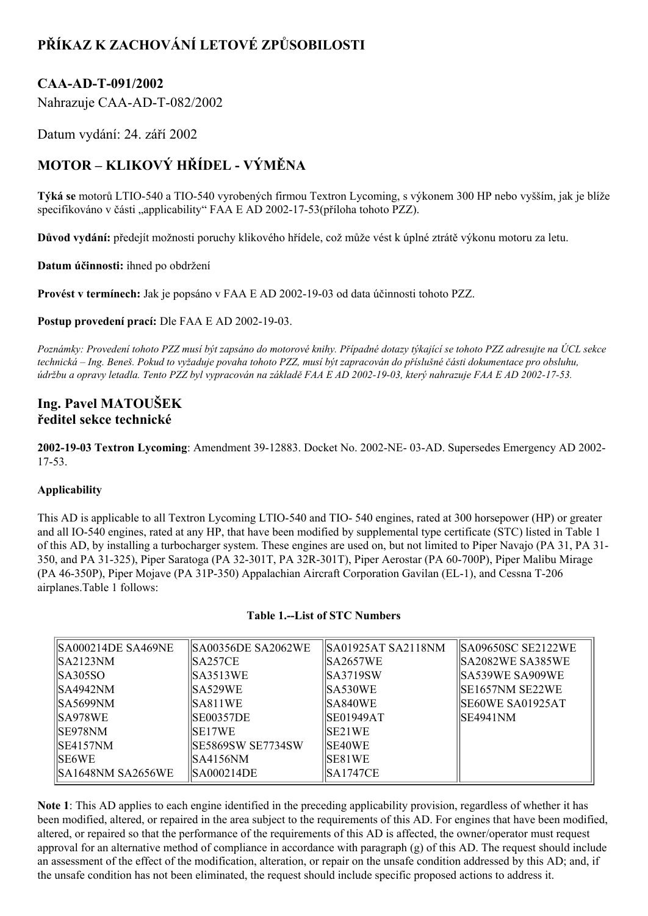# PŘÍKAZ K ZACHOVÁNÍ LETOVÉ ZPŮSOBILOSTI

## CAA-AD-T-091/2002

Nahrazuje CAA-AD-T-082/2002

Datum vydání: 24. září 2002

## MOTOR – KLIKOVÝ HŘÍDEL - VÝMĚNA

**Týká se** motorů LTIO-540 a TIO-540 vyrobených firmou Textron Lycoming, s výkonem 300 HP nebo vyšším, jak je blíže specifikováno v části „applicability" FAA E AD 2002-17-53(příloha tohoto PZZ).

**Důvod vydání:** předejít možnosti poruchy klikového hřídele, což může vést k úplné ztrátě výkonu motoru za letu.

**Datum účinnosti:** ihned po obdržení

**Provést v termínech:** Jak je popsáno v FAA E AD 2002-19-03 od data účinnosti tohoto PZZ.

**Postup provedení prací:** Dle FAA E AD 2002-19-03.

*Poznámky: Provedení tohoto PZZ musí být zapsáno do motorové knihy. Případné dotazy týkající se tohoto PZZ adresujte na ÚCL sekce technická – Ing. Beneš. Pokud to vyžaduje povaha tohoto PZZ, musí být zapracován do příslušné části dokumentace pro obsluhu, údržbu a opravy letadla. Tento PZZ byl vypracován na základě FAA E AD 2002-19-03, který nahrazuje FAA E AD 2002-17-53.*

### Ing. Pavel MATOUŠEK
### ředitel sekce technické

**2002-19-03 Textron Lycoming**: Amendment 39-12883. Docket No. 2002-NE- 03-AD. Supersedes Emergency AD 2002-17-53.

**Applicability**

This AD is applicable to all Textron Lycoming LTIO-540 and TIO- 540 engines, rated at 300 horsepower (HP) or greater and all IO-540 engines, rated at any HP, that have been modified by supplemental type certificate (STC) listed in Table 1 of this AD, by installing a turbocharger system. These engines are used on, but not limited to Piper Navajo (PA 31, PA 31-350, and PA 31-325), Piper Saratoga (PA 32-301T, PA 32R-301T), Piper Aerostar (PA 60-700P), Piper Malibu Mirage (PA 46-350P), Piper Mojave (PA 31P-350) Appalachian Aircraft Corporation Gavilan (EL-1), and Cessna T-206 airplanes.Table 1 follows:

**Table 1.--List of STC Numbers**

| | | | |
|---|---|---|---|
| SA000214DE SA469NE | SA00356DE SA2062WE | SA01925AT SA2118NM | SA09650SC SE2122WE |
| SA2123NM | SA257CE | SA2657WE | SA2082WE SA385WE |
| SA305SO | SA3513WE | SA3719SW | SA539WE SA909WE |
| SA4942NM | SA529WE | SA530WE | SE1657NM SE22WE |
| SA5699NM | SA811WE | SA840WE | SE60WE SA01925AT |
| SA978WE | SE00357DE | SE01949AT | SE4941NM |
| SE978NM | SE17WE | SE21WE | |
| SE4157NM | SE5869SW SE7734SW | SE40WE | |
| SE6WE | SA4156NM | SE81WE | |
| SA1648NM SA2656WE | SA000214DE | SA1747CE | |

**Note 1**: This AD applies to each engine identified in the preceding applicability provision, regardless of whether it has been modified, altered, or repaired in the area subject to the requirements of this AD. For engines that have been modified, altered, or repaired so that the performance of the requirements of this AD is affected, the owner/operator must request approval for an alternative method of compliance in accordance with paragraph (g) of this AD. The request should include an assessment of the effect of the modification, alteration, or repair on the unsafe condition addressed by this AD; and, if the unsafe condition has not been eliminated, the request should include specific proposed actions to address it.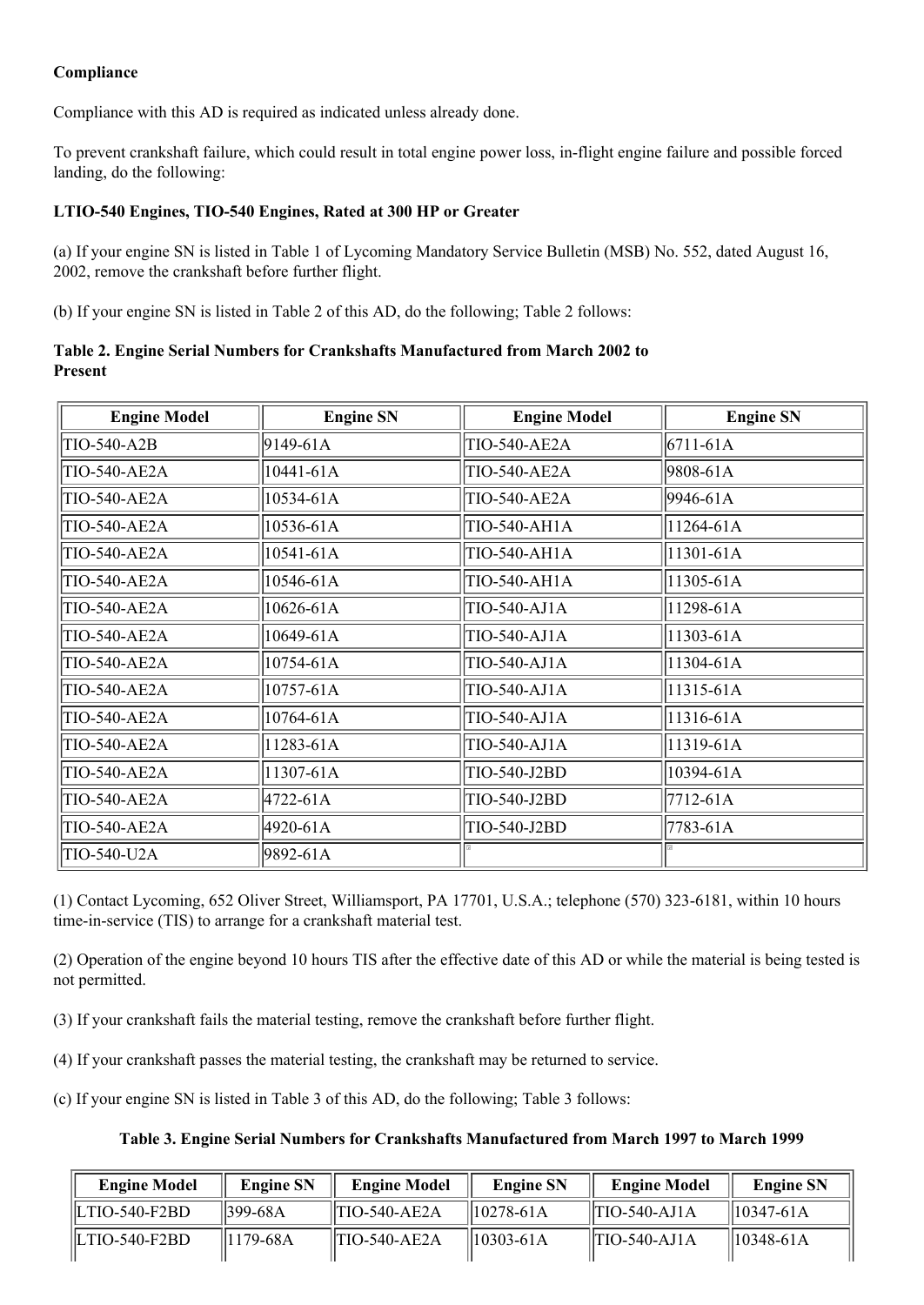**Compliance**

Compliance with this AD is required as indicated unless already done.

To prevent crankshaft failure, which could result in total engine power loss, in-flight engine failure and possible forced landing, do the following:

**LTIO-540 Engines, TIO-540 Engines, Rated at 300 HP or Greater**

(a) If your engine SN is listed in Table 1 of Lycoming Mandatory Service Bulletin (MSB) No. 552, dated August 16, 2002, remove the crankshaft before further flight.

(b) If your engine SN is listed in Table 2 of this AD, do the following; Table 2 follows:

**Table 2. Engine Serial Numbers for Crankshafts Manufactured from March 2002 to Present**

| Engine Model | Engine SN | Engine Model | Engine SN |
|---|---|---|---|
| TIO-540-A2B | 9149-61A | TIO-540-AE2A | 6711-61A |
| TIO-540-AE2A | 10441-61A | TIO-540-AE2A | 9808-61A |
| TIO-540-AE2A | 10534-61A | TIO-540-AE2A | 9946-61A |
| TIO-540-AE2A | 10536-61A | TIO-540-AH1A | 11264-61A |
| TIO-540-AE2A | 10541-61A | TIO-540-AH1A | 11301-61A |
| TIO-540-AE2A | 10546-61A | TIO-540-AH1A | 11305-61A |
| TIO-540-AE2A | 10626-61A | TIO-540-AJ1A | 11298-61A |
| TIO-540-AE2A | 10649-61A | TIO-540-AJ1A | 11303-61A |
| TIO-540-AE2A | 10754-61A | TIO-540-AJ1A | 11304-61A |
| TIO-540-AE2A | 10757-61A | TIO-540-AJ1A | 11315-61A |
| TIO-540-AE2A | 10764-61A | TIO-540-AJ1A | 11316-61A |
| TIO-540-AE2A | 11283-61A | TIO-540-AJ1A | 11319-61A |
| TIO-540-AE2A | 11307-61A | TIO-540-J2BD | 10394-61A |
| TIO-540-AE2A | 4722-61A | TIO-540-J2BD | 7712-61A |
| TIO-540-AE2A | 4920-61A | TIO-540-J2BD | 7783-61A |
| TIO-540-U2A | 9892-61A | | |

(1) Contact Lycoming, 652 Oliver Street, Williamsport, PA 17701, U.S.A.; telephone (570) 323-6181, within 10 hours time-in-service (TIS) to arrange for a crankshaft material test.

(2) Operation of the engine beyond 10 hours TIS after the effective date of this AD or while the material is being tested is not permitted.

(3) If your crankshaft fails the material testing, remove the crankshaft before further flight.

(4) If your crankshaft passes the material testing, the crankshaft may be returned to service.

(c) If your engine SN is listed in Table 3 of this AD, do the following; Table 3 follows:

**Table 3. Engine Serial Numbers for Crankshafts Manufactured from March 1997 to March 1999**

| Engine Model | Engine SN | Engine Model | Engine SN | Engine Model | Engine SN |
|---|---|---|---|---|---|
| LTIO-540-F2BD | 399-68A | TIO-540-AE2A | 10278-61A | TIO-540-AJ1A | 10347-61A |
| LTIO-540-F2BD | 1179-68A | TIO-540-AE2A | 10303-61A | TIO-540-AJ1A | 10348-61A |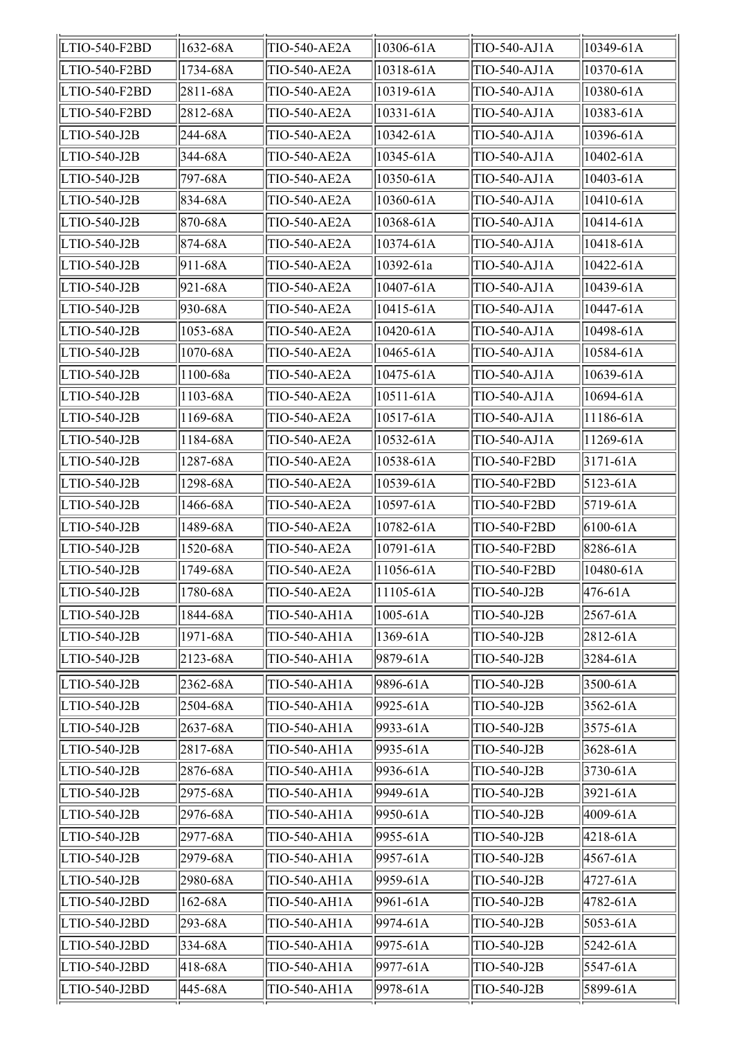| | | | | | |
|---|---|---|---|---|---|
| LTIO-540-F2BD | 1632-68A | TIO-540-AE2A | 10306-61A | TIO-540-AJ1A | 10349-61A |
| LTIO-540-F2BD | 1734-68A | TIO-540-AE2A | 10318-61A | TIO-540-AJ1A | 10370-61A |
| LTIO-540-F2BD | 2811-68A | TIO-540-AE2A | 10319-61A | TIO-540-AJ1A | 10380-61A |
| LTIO-540-F2BD | 2812-68A | TIO-540-AE2A | 10331-61A | TIO-540-AJ1A | 10383-61A |
| LTIO-540-J2B | 244-68A | TIO-540-AE2A | 10342-61A | TIO-540-AJ1A | 10396-61A |
| LTIO-540-J2B | 344-68A | TIO-540-AE2A | 10345-61A | TIO-540-AJ1A | 10402-61A |
| LTIO-540-J2B | 797-68A | TIO-540-AE2A | 10350-61A | TIO-540-AJ1A | 10403-61A |
| LTIO-540-J2B | 834-68A | TIO-540-AE2A | 10360-61A | TIO-540-AJ1A | 10410-61A |
| LTIO-540-J2B | 870-68A | TIO-540-AE2A | 10368-61A | TIO-540-AJ1A | 10414-61A |
| LTIO-540-J2B | 874-68A | TIO-540-AE2A | 10374-61A | TIO-540-AJ1A | 10418-61A |
| LTIO-540-J2B | 911-68A | TIO-540-AE2A | 10392-61a | TIO-540-AJ1A | 10422-61A |
| LTIO-540-J2B | 921-68A | TIO-540-AE2A | 10407-61A | TIO-540-AJ1A | 10439-61A |
| LTIO-540-J2B | 930-68A | TIO-540-AE2A | 10415-61A | TIO-540-AJ1A | 10447-61A |
| LTIO-540-J2B | 1053-68A | TIO-540-AE2A | 10420-61A | TIO-540-AJ1A | 10498-61A |
| LTIO-540-J2B | 1070-68A | TIO-540-AE2A | 10465-61A | TIO-540-AJ1A | 10584-61A |
| LTIO-540-J2B | 1100-68a | TIO-540-AE2A | 10475-61A | TIO-540-AJ1A | 10639-61A |
| LTIO-540-J2B | 1103-68A | TIO-540-AE2A | 10511-61A | TIO-540-AJ1A | 10694-61A |
| LTIO-540-J2B | 1169-68A | TIO-540-AE2A | 10517-61A | TIO-540-AJ1A | 11186-61A |
| LTIO-540-J2B | 1184-68A | TIO-540-AE2A | 10532-61A | TIO-540-AJ1A | 11269-61A |
| LTIO-540-J2B | 1287-68A | TIO-540-AE2A | 10538-61A | TIO-540-F2BD | 3171-61A |
| LTIO-540-J2B | 1298-68A | TIO-540-AE2A | 10539-61A | TIO-540-F2BD | 5123-61A |
| LTIO-540-J2B | 1466-68A | TIO-540-AE2A | 10597-61A | TIO-540-F2BD | 5719-61A |
| LTIO-540-J2B | 1489-68A | TIO-540-AE2A | 10782-61A | TIO-540-F2BD | 6100-61A |
| LTIO-540-J2B | 1520-68A | TIO-540-AE2A | 10791-61A | TIO-540-F2BD | 8286-61A |
| LTIO-540-J2B | 1749-68A | TIO-540-AE2A | 11056-61A | TIO-540-F2BD | 10480-61A |
| LTIO-540-J2B | 1780-68A | TIO-540-AE2A | 11105-61A | TIO-540-J2B | 476-61A |
| LTIO-540-J2B | 1844-68A | TIO-540-AH1A | 1005-61A | TIO-540-J2B | 2567-61A |
| LTIO-540-J2B | 1971-68A | TIO-540-AH1A | 1369-61A | TIO-540-J2B | 2812-61A |
| LTIO-540-J2B | 2123-68A | TIO-540-AH1A | 9879-61A | TIO-540-J2B | 3284-61A |
| LTIO-540-J2B | 2362-68A | TIO-540-AH1A | 9896-61A | TIO-540-J2B | 3500-61A |
| LTIO-540-J2B | 2504-68A | TIO-540-AH1A | 9925-61A | TIO-540-J2B | 3562-61A |
| LTIO-540-J2B | 2637-68A | TIO-540-AH1A | 9933-61A | TIO-540-J2B | 3575-61A |
| LTIO-540-J2B | 2817-68A | TIO-540-AH1A | 9935-61A | TIO-540-J2B | 3628-61A |
| LTIO-540-J2B | 2876-68A | TIO-540-AH1A | 9936-61A | TIO-540-J2B | 3730-61A |
| LTIO-540-J2B | 2975-68A | TIO-540-AH1A | 9949-61A | TIO-540-J2B | 3921-61A |
| LTIO-540-J2B | 2976-68A | TIO-540-AH1A | 9950-61A | TIO-540-J2B | 4009-61A |
| LTIO-540-J2B | 2977-68A | TIO-540-AH1A | 9955-61A | TIO-540-J2B | 4218-61A |
| LTIO-540-J2B | 2979-68A | TIO-540-AH1A | 9957-61A | TIO-540-J2B | 4567-61A |
| LTIO-540-J2B | 2980-68A | TIO-540-AH1A | 9959-61A | TIO-540-J2B | 4727-61A |
| LTIO-540-J2BD | 162-68A | TIO-540-AH1A | 9961-61A | TIO-540-J2B | 4782-61A |
| LTIO-540-J2BD | 293-68A | TIO-540-AH1A | 9974-61A | TIO-540-J2B | 5053-61A |
| LTIO-540-J2BD | 334-68A | TIO-540-AH1A | 9975-61A | TIO-540-J2B | 5242-61A |
| LTIO-540-J2BD | 418-68A | TIO-540-AH1A | 9977-61A | TIO-540-J2B | 5547-61A |
| LTIO-540-J2BD | 445-68A | TIO-540-AH1A | 9978-61A | TIO-540-J2B | 5899-61A |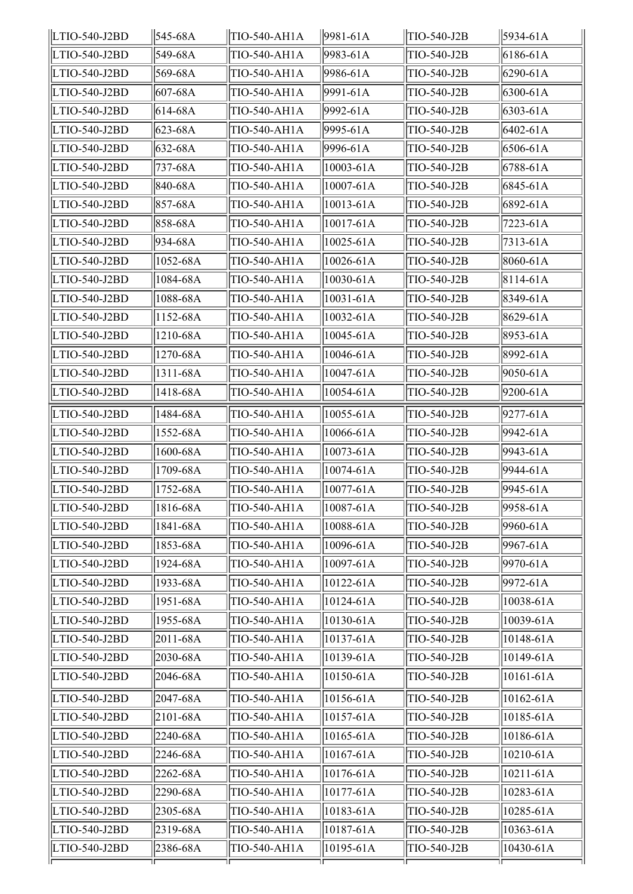| LTIO-540-J2BD | 545-68A | TIO-540-AH1A | 9981-61A | TIO-540-J2B | 5934-61A |
|---|---|---|---|---|---|
| LTIO-540-J2BD | 549-68A | TIO-540-AH1A | 9983-61A | TIO-540-J2B | 6186-61A |
| LTIO-540-J2BD | 569-68A | TIO-540-AH1A | 9986-61A | TIO-540-J2B | 6290-61A |
| LTIO-540-J2BD | 607-68A | TIO-540-AH1A | 9991-61A | TIO-540-J2B | 6300-61A |
| LTIO-540-J2BD | 614-68A | TIO-540-AH1A | 9992-61A | TIO-540-J2B | 6303-61A |
| LTIO-540-J2BD | 623-68A | TIO-540-AH1A | 9995-61A | TIO-540-J2B | 6402-61A |
| LTIO-540-J2BD | 632-68A | TIO-540-AH1A | 9996-61A | TIO-540-J2B | 6506-61A |
| LTIO-540-J2BD | 737-68A | TIO-540-AH1A | 10003-61A | TIO-540-J2B | 6788-61A |
| LTIO-540-J2BD | 840-68A | TIO-540-AH1A | 10007-61A | TIO-540-J2B | 6845-61A |
| LTIO-540-J2BD | 857-68A | TIO-540-AH1A | 10013-61A | TIO-540-J2B | 6892-61A |
| LTIO-540-J2BD | 858-68A | TIO-540-AH1A | 10017-61A | TIO-540-J2B | 7223-61A |
| LTIO-540-J2BD | 934-68A | TIO-540-AH1A | 10025-61A | TIO-540-J2B | 7313-61A |
| LTIO-540-J2BD | 1052-68A | TIO-540-AH1A | 10026-61A | TIO-540-J2B | 8060-61A |
| LTIO-540-J2BD | 1084-68A | TIO-540-AH1A | 10030-61A | TIO-540-J2B | 8114-61A |
| LTIO-540-J2BD | 1088-68A | TIO-540-AH1A | 10031-61A | TIO-540-J2B | 8349-61A |
| LTIO-540-J2BD | 1152-68A | TIO-540-AH1A | 10032-61A | TIO-540-J2B | 8629-61A |
| LTIO-540-J2BD | 1210-68A | TIO-540-AH1A | 10045-61A | TIO-540-J2B | 8953-61A |
| LTIO-540-J2BD | 1270-68A | TIO-540-AH1A | 10046-61A | TIO-540-J2B | 8992-61A |
| LTIO-540-J2BD | 1311-68A | TIO-540-AH1A | 10047-61A | TIO-540-J2B | 9050-61A |
| LTIO-540-J2BD | 1418-68A | TIO-540-AH1A | 10054-61A | TIO-540-J2B | 9200-61A |
| LTIO-540-J2BD | 1484-68A | TIO-540-AH1A | 10055-61A | TIO-540-J2B | 9277-61A |
| LTIO-540-J2BD | 1552-68A | TIO-540-AH1A | 10066-61A | TIO-540-J2B | 9942-61A |
| LTIO-540-J2BD | 1600-68A | TIO-540-AH1A | 10073-61A | TIO-540-J2B | 9943-61A |
| LTIO-540-J2BD | 1709-68A | TIO-540-AH1A | 10074-61A | TIO-540-J2B | 9944-61A |
| LTIO-540-J2BD | 1752-68A | TIO-540-AH1A | 10077-61A | TIO-540-J2B | 9945-61A |
| LTIO-540-J2BD | 1816-68A | TIO-540-AH1A | 10087-61A | TIO-540-J2B | 9958-61A |
| LTIO-540-J2BD | 1841-68A | TIO-540-AH1A | 10088-61A | TIO-540-J2B | 9960-61A |
| LTIO-540-J2BD | 1853-68A | TIO-540-AH1A | 10096-61A | TIO-540-J2B | 9967-61A |
| LTIO-540-J2BD | 1924-68A | TIO-540-AH1A | 10097-61A | TIO-540-J2B | 9970-61A |
| LTIO-540-J2BD | 1933-68A | TIO-540-AH1A | 10122-61A | TIO-540-J2B | 9972-61A |
| LTIO-540-J2BD | 1951-68A | TIO-540-AH1A | 10124-61A | TIO-540-J2B | 10038-61A |
| LTIO-540-J2BD | 1955-68A | TIO-540-AH1A | 10130-61A | TIO-540-J2B | 10039-61A |
| LTIO-540-J2BD | 2011-68A | TIO-540-AH1A | 10137-61A | TIO-540-J2B | 10148-61A |
| LTIO-540-J2BD | 2030-68A | TIO-540-AH1A | 10139-61A | TIO-540-J2B | 10149-61A |
| LTIO-540-J2BD | 2046-68A | TIO-540-AH1A | 10150-61A | TIO-540-J2B | 10161-61A |
| LTIO-540-J2BD | 2047-68A | TIO-540-AH1A | 10156-61A | TIO-540-J2B | 10162-61A |
| LTIO-540-J2BD | 2101-68A | TIO-540-AH1A | 10157-61A | TIO-540-J2B | 10185-61A |
| LTIO-540-J2BD | 2240-68A | TIO-540-AH1A | 10165-61A | TIO-540-J2B | 10186-61A |
| LTIO-540-J2BD | 2246-68A | TIO-540-AH1A | 10167-61A | TIO-540-J2B | 10210-61A |
| LTIO-540-J2BD | 2262-68A | TIO-540-AH1A | 10176-61A | TIO-540-J2B | 10211-61A |
| LTIO-540-J2BD | 2290-68A | TIO-540-AH1A | 10177-61A | TIO-540-J2B | 10283-61A |
| LTIO-540-J2BD | 2305-68A | TIO-540-AH1A | 10183-61A | TIO-540-J2B | 10285-61A |
| LTIO-540-J2BD | 2319-68A | TIO-540-AH1A | 10187-61A | TIO-540-J2B | 10363-61A |
| LTIO-540-J2BD | 2386-68A | TIO-540-AH1A | 10195-61A | TIO-540-J2B | 10430-61A |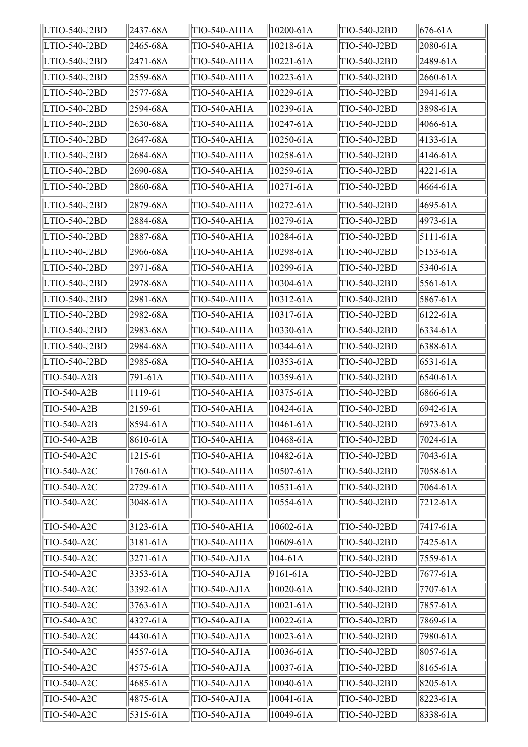| | | | | | |
|---|---|---|---|---|---|
| LTIO-540-J2BD | 2437-68A | TIO-540-AH1A | 10200-61A | TIO-540-J2BD | 676-61A |
| LTIO-540-J2BD | 2465-68A | TIO-540-AH1A | 10218-61A | TIO-540-J2BD | 2080-61A |
| LTIO-540-J2BD | 2471-68A | TIO-540-AH1A | 10221-61A | TIO-540-J2BD | 2489-61A |
| LTIO-540-J2BD | 2559-68A | TIO-540-AH1A | 10223-61A | TIO-540-J2BD | 2660-61A |
| LTIO-540-J2BD | 2577-68A | TIO-540-AH1A | 10229-61A | TIO-540-J2BD | 2941-61A |
| LTIO-540-J2BD | 2594-68A | TIO-540-AH1A | 10239-61A | TIO-540-J2BD | 3898-61A |
| LTIO-540-J2BD | 2630-68A | TIO-540-AH1A | 10247-61A | TIO-540-J2BD | 4066-61A |
| LTIO-540-J2BD | 2647-68A | TIO-540-AH1A | 10250-61A | TIO-540-J2BD | 4133-61A |
| LTIO-540-J2BD | 2684-68A | TIO-540-AH1A | 10258-61A | TIO-540-J2BD | 4146-61A |
| LTIO-540-J2BD | 2690-68A | TIO-540-AH1A | 10259-61A | TIO-540-J2BD | 4221-61A |
| LTIO-540-J2BD | 2860-68A | TIO-540-AH1A | 10271-61A | TIO-540-J2BD | 4664-61A |
| LTIO-540-J2BD | 2879-68A | TIO-540-AH1A | 10272-61A | TIO-540-J2BD | 4695-61A |
| LTIO-540-J2BD | 2884-68A | TIO-540-AH1A | 10279-61A | TIO-540-J2BD | 4973-61A |
| LTIO-540-J2BD | 2887-68A | TIO-540-AH1A | 10284-61A | TIO-540-J2BD | 5111-61A |
| LTIO-540-J2BD | 2966-68A | TIO-540-AH1A | 10298-61A | TIO-540-J2BD | 5153-61A |
| LTIO-540-J2BD | 2971-68A | TIO-540-AH1A | 10299-61A | TIO-540-J2BD | 5340-61A |
| LTIO-540-J2BD | 2978-68A | TIO-540-AH1A | 10304-61A | TIO-540-J2BD | 5561-61A |
| LTIO-540-J2BD | 2981-68A | TIO-540-AH1A | 10312-61A | TIO-540-J2BD | 5867-61A |
| LTIO-540-J2BD | 2982-68A | TIO-540-AH1A | 10317-61A | TIO-540-J2BD | 6122-61A |
| LTIO-540-J2BD | 2983-68A | TIO-540-AH1A | 10330-61A | TIO-540-J2BD | 6334-61A |
| LTIO-540-J2BD | 2984-68A | TIO-540-AH1A | 10344-61A | TIO-540-J2BD | 6388-61A |
| LTIO-540-J2BD | 2985-68A | TIO-540-AH1A | 10353-61A | TIO-540-J2BD | 6531-61A |
| TIO-540-A2B | 791-61A | TIO-540-AH1A | 10359-61A | TIO-540-J2BD | 6540-61A |
| TIO-540-A2B | 1119-61 | TIO-540-AH1A | 10375-61A | TIO-540-J2BD | 6866-61A |
| TIO-540-A2B | 2159-61 | TIO-540-AH1A | 10424-61A | TIO-540-J2BD | 6942-61A |
| TIO-540-A2B | 8594-61A | TIO-540-AH1A | 10461-61A | TIO-540-J2BD | 6973-61A |
| TIO-540-A2B | 8610-61A | TIO-540-AH1A | 10468-61A | TIO-540-J2BD | 7024-61A |
| TIO-540-A2C | 1215-61 | TIO-540-AH1A | 10482-61A | TIO-540-J2BD | 7043-61A |
| TIO-540-A2C | 1760-61A | TIO-540-AH1A | 10507-61A | TIO-540-J2BD | 7058-61A |
| TIO-540-A2C | 2729-61A | TIO-540-AH1A | 10531-61A | TIO-540-J2BD | 7064-61A |
| TIO-540-A2C | 3048-61A | TIO-540-AH1A | 10554-61A | TIO-540-J2BD | 7212-61A |
| TIO-540-A2C | 3123-61A | TIO-540-AH1A | 10602-61A | TIO-540-J2BD | 7417-61A |
| TIO-540-A2C | 3181-61A | TIO-540-AH1A | 10609-61A | TIO-540-J2BD | 7425-61A |
| TIO-540-A2C | 3271-61A | TIO-540-AJ1A | 104-61A | TIO-540-J2BD | 7559-61A |
| TIO-540-A2C | 3353-61A | TIO-540-AJ1A | 9161-61A | TIO-540-J2BD | 7677-61A |
| TIO-540-A2C | 3392-61A | TIO-540-AJ1A | 10020-61A | TIO-540-J2BD | 7707-61A |
| TIO-540-A2C | 3763-61A | TIO-540-AJ1A | 10021-61A | TIO-540-J2BD | 7857-61A |
| TIO-540-A2C | 4327-61A | TIO-540-AJ1A | 10022-61A | TIO-540-J2BD | 7869-61A |
| TIO-540-A2C | 4430-61A | TIO-540-AJ1A | 10023-61A | TIO-540-J2BD | 7980-61A |
| TIO-540-A2C | 4557-61A | TIO-540-AJ1A | 10036-61A | TIO-540-J2BD | 8057-61A |
| TIO-540-A2C | 4575-61A | TIO-540-AJ1A | 10037-61A | TIO-540-J2BD | 8165-61A |
| TIO-540-A2C | 4685-61A | TIO-540-AJ1A | 10040-61A | TIO-540-J2BD | 8205-61A |
| TIO-540-A2C | 4875-61A | TIO-540-AJ1A | 10041-61A | TIO-540-J2BD | 8223-61A |
| TIO-540-A2C | 5315-61A | TIO-540-AJ1A | 10049-61A | TIO-540-J2BD | 8338-61A |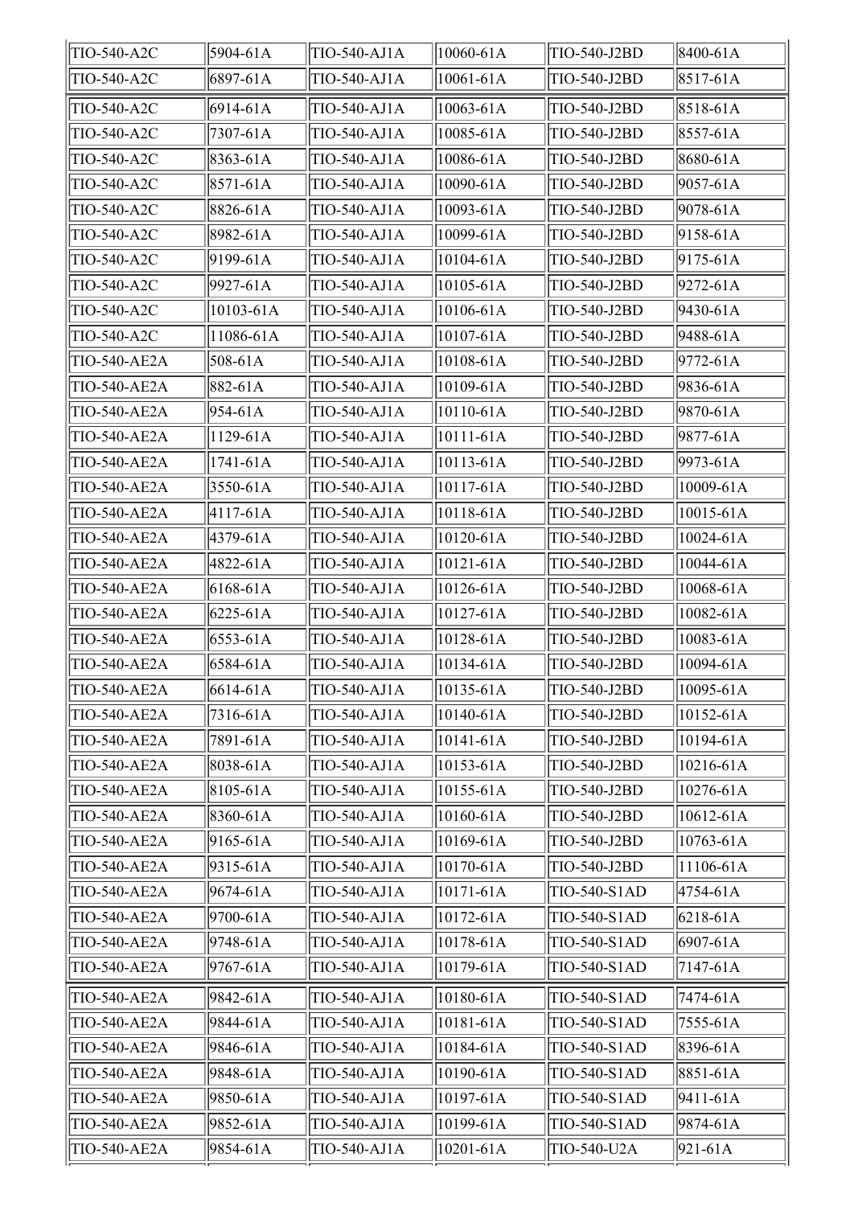| | | | | | |
|---|---|---|---|---|---|
| TIO-540-A2C | 5904-61A | TIO-540-AJ1A | 10060-61A | TIO-540-J2BD | 8400-61A |
| TIO-540-A2C | 6897-61A | TIO-540-AJ1A | 10061-61A | TIO-540-J2BD | 8517-61A |
| TIO-540-A2C | 6914-61A | TIO-540-AJ1A | 10063-61A | TIO-540-J2BD | 8518-61A |
| TIO-540-A2C | 7307-61A | TIO-540-AJ1A | 10085-61A | TIO-540-J2BD | 8557-61A |
| TIO-540-A2C | 8363-61A | TIO-540-AJ1A | 10086-61A | TIO-540-J2BD | 8680-61A |
| TIO-540-A2C | 8571-61A | TIO-540-AJ1A | 10090-61A | TIO-540-J2BD | 9057-61A |
| TIO-540-A2C | 8826-61A | TIO-540-AJ1A | 10093-61A | TIO-540-J2BD | 9078-61A |
| TIO-540-A2C | 8982-61A | TIO-540-AJ1A | 10099-61A | TIO-540-J2BD | 9158-61A |
| TIO-540-A2C | 9199-61A | TIO-540-AJ1A | 10104-61A | TIO-540-J2BD | 9175-61A |
| TIO-540-A2C | 9927-61A | TIO-540-AJ1A | 10105-61A | TIO-540-J2BD | 9272-61A |
| TIO-540-A2C | 10103-61A | TIO-540-AJ1A | 10106-61A | TIO-540-J2BD | 9430-61A |
| TIO-540-A2C | 11086-61A | TIO-540-AJ1A | 10107-61A | TIO-540-J2BD | 9488-61A |
| TIO-540-AE2A | 508-61A | TIO-540-AJ1A | 10108-61A | TIO-540-J2BD | 9772-61A |
| TIO-540-AE2A | 882-61A | TIO-540-AJ1A | 10109-61A | TIO-540-J2BD | 9836-61A |
| TIO-540-AE2A | 954-61A | TIO-540-AJ1A | 10110-61A | TIO-540-J2BD | 9870-61A |
| TIO-540-AE2A | 1129-61A | TIO-540-AJ1A | 10111-61A | TIO-540-J2BD | 9877-61A |
| TIO-540-AE2A | 1741-61A | TIO-540-AJ1A | 10113-61A | TIO-540-J2BD | 9973-61A |
| TIO-540-AE2A | 3550-61A | TIO-540-AJ1A | 10117-61A | TIO-540-J2BD | 10009-61A |
| TIO-540-AE2A | 4117-61A | TIO-540-AJ1A | 10118-61A | TIO-540-J2BD | 10015-61A |
| TIO-540-AE2A | 4379-61A | TIO-540-AJ1A | 10120-61A | TIO-540-J2BD | 10024-61A |
| TIO-540-AE2A | 4822-61A | TIO-540-AJ1A | 10121-61A | TIO-540-J2BD | 10044-61A |
| TIO-540-AE2A | 6168-61A | TIO-540-AJ1A | 10126-61A | TIO-540-J2BD | 10068-61A |
| TIO-540-AE2A | 6225-61A | TIO-540-AJ1A | 10127-61A | TIO-540-J2BD | 10082-61A |
| TIO-540-AE2A | 6553-61A | TIO-540-AJ1A | 10128-61A | TIO-540-J2BD | 10083-61A |
| TIO-540-AE2A | 6584-61A | TIO-540-AJ1A | 10134-61A | TIO-540-J2BD | 10094-61A |
| TIO-540-AE2A | 6614-61A | TIO-540-AJ1A | 10135-61A | TIO-540-J2BD | 10095-61A |
| TIO-540-AE2A | 7316-61A | TIO-540-AJ1A | 10140-61A | TIO-540-J2BD | 10152-61A |
| TIO-540-AE2A | 7891-61A | TIO-540-AJ1A | 10141-61A | TIO-540-J2BD | 10194-61A |
| TIO-540-AE2A | 8038-61A | TIO-540-AJ1A | 10153-61A | TIO-540-J2BD | 10216-61A |
| TIO-540-AE2A | 8105-61A | TIO-540-AJ1A | 10155-61A | TIO-540-J2BD | 10276-61A |
| TIO-540-AE2A | 8360-61A | TIO-540-AJ1A | 10160-61A | TIO-540-J2BD | 10612-61A |
| TIO-540-AE2A | 9165-61A | TIO-540-AJ1A | 10169-61A | TIO-540-J2BD | 10763-61A |
| TIO-540-AE2A | 9315-61A | TIO-540-AJ1A | 10170-61A | TIO-540-J2BD | 11106-61A |
| TIO-540-AE2A | 9674-61A | TIO-540-AJ1A | 10171-61A | TIO-540-S1AD | 4754-61A |
| TIO-540-AE2A | 9700-61A | TIO-540-AJ1A | 10172-61A | TIO-540-S1AD | 6218-61A |
| TIO-540-AE2A | 9748-61A | TIO-540-AJ1A | 10178-61A | TIO-540-S1AD | 6907-61A |
| TIO-540-AE2A | 9767-61A | TIO-540-AJ1A | 10179-61A | TIO-540-S1AD | 7147-61A |
| TIO-540-AE2A | 9842-61A | TIO-540-AJ1A | 10180-61A | TIO-540-S1AD | 7474-61A |
| TIO-540-AE2A | 9844-61A | TIO-540-AJ1A | 10181-61A | TIO-540-S1AD | 7555-61A |
| TIO-540-AE2A | 9846-61A | TIO-540-AJ1A | 10184-61A | TIO-540-S1AD | 8396-61A |
| TIO-540-AE2A | 9848-61A | TIO-540-AJ1A | 10190-61A | TIO-540-S1AD | 8851-61A |
| TIO-540-AE2A | 9850-61A | TIO-540-AJ1A | 10197-61A | TIO-540-S1AD | 9411-61A |
| TIO-540-AE2A | 9852-61A | TIO-540-AJ1A | 10199-61A | TIO-540-S1AD | 9874-61A |
| TIO-540-AE2A | 9854-61A | TIO-540-AJ1A | 10201-61A | TIO-540-U2A | 921-61A |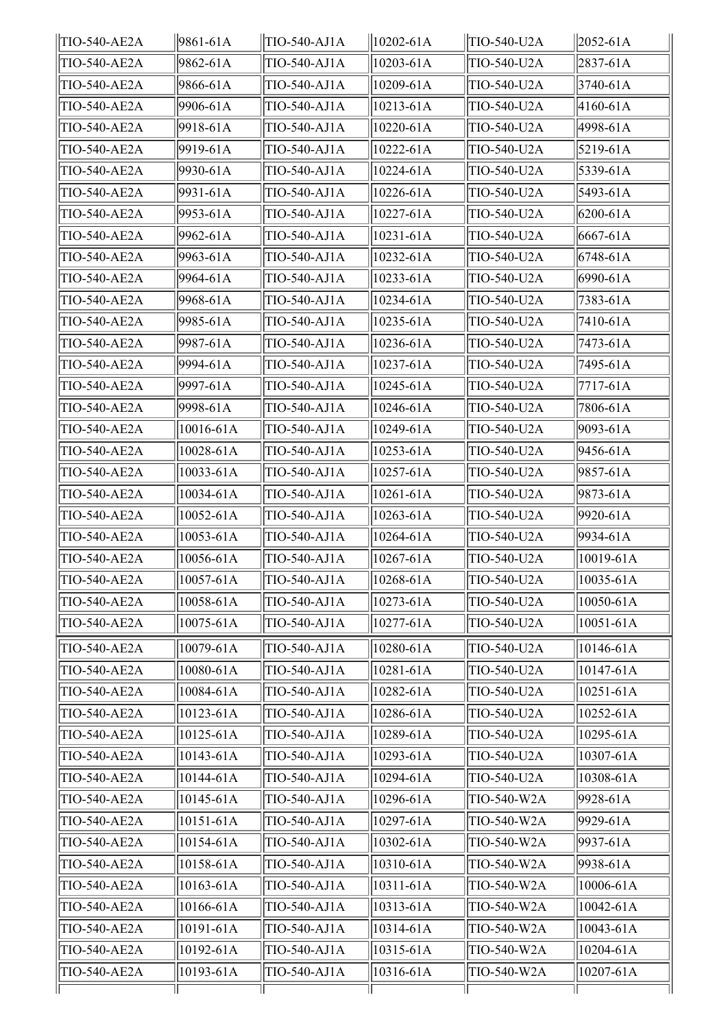| | | | | | |
|---|---|---|---|---|---|
| TIO-540-AE2A | 9861-61A | TIO-540-AJ1A | 10202-61A | TIO-540-U2A | 2052-61A |
| TIO-540-AE2A | 9862-61A | TIO-540-AJ1A | 10203-61A | TIO-540-U2A | 2837-61A |
| TIO-540-AE2A | 9866-61A | TIO-540-AJ1A | 10209-61A | TIO-540-U2A | 3740-61A |
| TIO-540-AE2A | 9906-61A | TIO-540-AJ1A | 10213-61A | TIO-540-U2A | 4160-61A |
| TIO-540-AE2A | 9918-61A | TIO-540-AJ1A | 10220-61A | TIO-540-U2A | 4998-61A |
| TIO-540-AE2A | 9919-61A | TIO-540-AJ1A | 10222-61A | TIO-540-U2A | 5219-61A |
| TIO-540-AE2A | 9930-61A | TIO-540-AJ1A | 10224-61A | TIO-540-U2A | 5339-61A |
| TIO-540-AE2A | 9931-61A | TIO-540-AJ1A | 10226-61A | TIO-540-U2A | 5493-61A |
| TIO-540-AE2A | 9953-61A | TIO-540-AJ1A | 10227-61A | TIO-540-U2A | 6200-61A |
| TIO-540-AE2A | 9962-61A | TIO-540-AJ1A | 10231-61A | TIO-540-U2A | 6667-61A |
| TIO-540-AE2A | 9963-61A | TIO-540-AJ1A | 10232-61A | TIO-540-U2A | 6748-61A |
| TIO-540-AE2A | 9964-61A | TIO-540-AJ1A | 10233-61A | TIO-540-U2A | 6990-61A |
| TIO-540-AE2A | 9968-61A | TIO-540-AJ1A | 10234-61A | TIO-540-U2A | 7383-61A |
| TIO-540-AE2A | 9985-61A | TIO-540-AJ1A | 10235-61A | TIO-540-U2A | 7410-61A |
| TIO-540-AE2A | 9987-61A | TIO-540-AJ1A | 10236-61A | TIO-540-U2A | 7473-61A |
| TIO-540-AE2A | 9994-61A | TIO-540-AJ1A | 10237-61A | TIO-540-U2A | 7495-61A |
| TIO-540-AE2A | 9997-61A | TIO-540-AJ1A | 10245-61A | TIO-540-U2A | 7717-61A |
| TIO-540-AE2A | 9998-61A | TIO-540-AJ1A | 10246-61A | TIO-540-U2A | 7806-61A |
| TIO-540-AE2A | 10016-61A | TIO-540-AJ1A | 10249-61A | TIO-540-U2A | 9093-61A |
| TIO-540-AE2A | 10028-61A | TIO-540-AJ1A | 10253-61A | TIO-540-U2A | 9456-61A |
| TIO-540-AE2A | 10033-61A | TIO-540-AJ1A | 10257-61A | TIO-540-U2A | 9857-61A |
| TIO-540-AE2A | 10034-61A | TIO-540-AJ1A | 10261-61A | TIO-540-U2A | 9873-61A |
| TIO-540-AE2A | 10052-61A | TIO-540-AJ1A | 10263-61A | TIO-540-U2A | 9920-61A |
| TIO-540-AE2A | 10053-61A | TIO-540-AJ1A | 10264-61A | TIO-540-U2A | 9934-61A |
| TIO-540-AE2A | 10056-61A | TIO-540-AJ1A | 10267-61A | TIO-540-U2A | 10019-61A |
| TIO-540-AE2A | 10057-61A | TIO-540-AJ1A | 10268-61A | TIO-540-U2A | 10035-61A |
| TIO-540-AE2A | 10058-61A | TIO-540-AJ1A | 10273-61A | TIO-540-U2A | 10050-61A |
| TIO-540-AE2A | 10075-61A | TIO-540-AJ1A | 10277-61A | TIO-540-U2A | 10051-61A |
| TIO-540-AE2A | 10079-61A | TIO-540-AJ1A | 10280-61A | TIO-540-U2A | 10146-61A |
| TIO-540-AE2A | 10080-61A | TIO-540-AJ1A | 10281-61A | TIO-540-U2A | 10147-61A |
| TIO-540-AE2A | 10084-61A | TIO-540-AJ1A | 10282-61A | TIO-540-U2A | 10251-61A |
| TIO-540-AE2A | 10123-61A | TIO-540-AJ1A | 10286-61A | TIO-540-U2A | 10252-61A |
| TIO-540-AE2A | 10125-61A | TIO-540-AJ1A | 10289-61A | TIO-540-U2A | 10295-61A |
| TIO-540-AE2A | 10143-61A | TIO-540-AJ1A | 10293-61A | TIO-540-U2A | 10307-61A |
| TIO-540-AE2A | 10144-61A | TIO-540-AJ1A | 10294-61A | TIO-540-U2A | 10308-61A |
| TIO-540-AE2A | 10145-61A | TIO-540-AJ1A | 10296-61A | TIO-540-W2A | 9928-61A |
| TIO-540-AE2A | 10151-61A | TIO-540-AJ1A | 10297-61A | TIO-540-W2A | 9929-61A |
| TIO-540-AE2A | 10154-61A | TIO-540-AJ1A | 10302-61A | TIO-540-W2A | 9937-61A |
| TIO-540-AE2A | 10158-61A | TIO-540-AJ1A | 10310-61A | TIO-540-W2A | 9938-61A |
| TIO-540-AE2A | 10163-61A | TIO-540-AJ1A | 10311-61A | TIO-540-W2A | 10006-61A |
| TIO-540-AE2A | 10166-61A | TIO-540-AJ1A | 10313-61A | TIO-540-W2A | 10042-61A |
| TIO-540-AE2A | 10191-61A | TIO-540-AJ1A | 10314-61A | TIO-540-W2A | 10043-61A |
| TIO-540-AE2A | 10192-61A | TIO-540-AJ1A | 10315-61A | TIO-540-W2A | 10204-61A |
| TIO-540-AE2A | 10193-61A | TIO-540-AJ1A | 10316-61A | TIO-540-W2A | 10207-61A |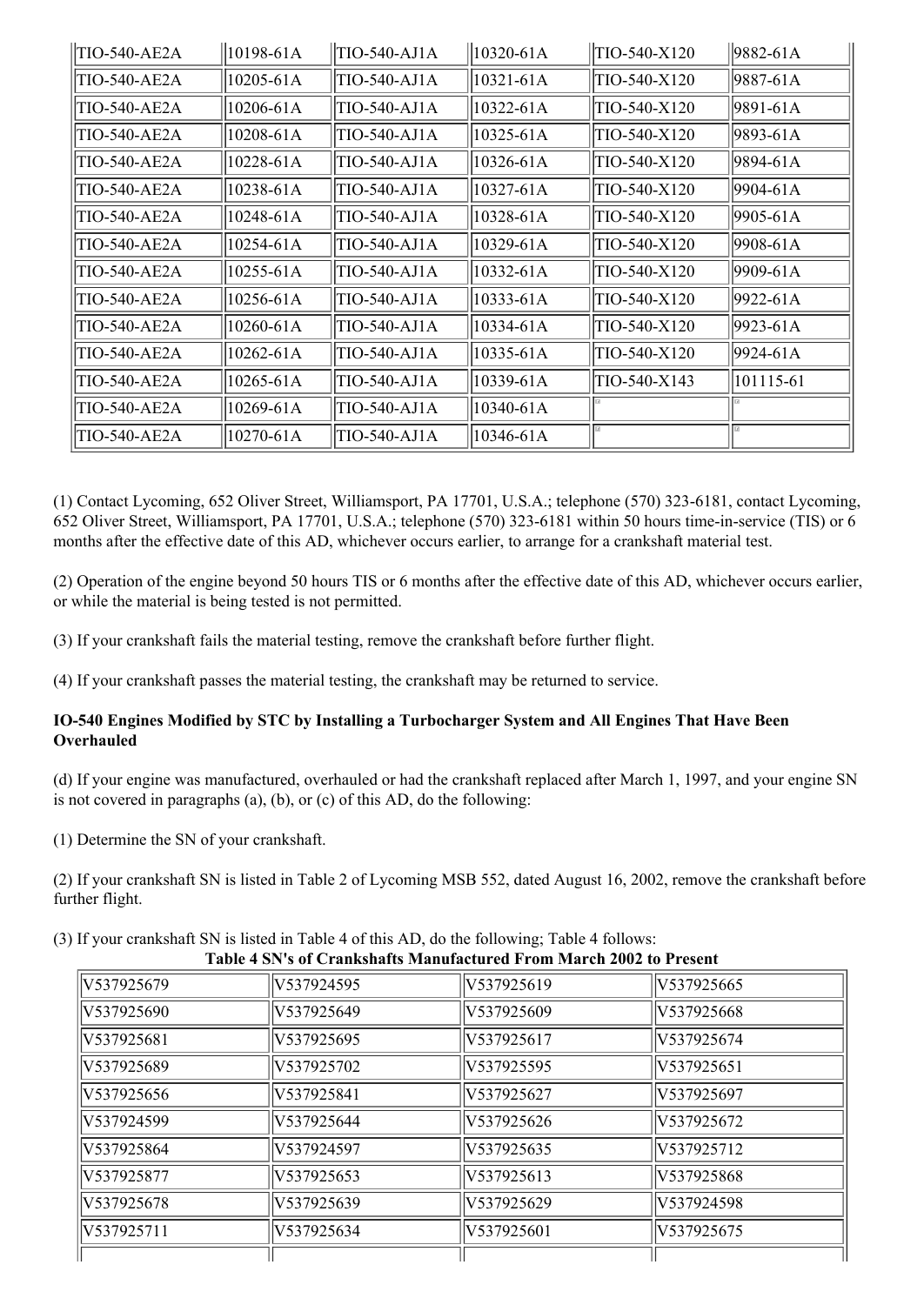| | | | | | |
|---|---|---|---|---|---|
| TIO-540-AE2A | 10198-61A | TIO-540-AJ1A | 10320-61A | TIO-540-X120 | 9882-61A |
| TIO-540-AE2A | 10205-61A | TIO-540-AJ1A | 10321-61A | TIO-540-X120 | 9887-61A |
| TIO-540-AE2A | 10206-61A | TIO-540-AJ1A | 10322-61A | TIO-540-X120 | 9891-61A |
| TIO-540-AE2A | 10208-61A | TIO-540-AJ1A | 10325-61A | TIO-540-X120 | 9893-61A |
| TIO-540-AE2A | 10228-61A | TIO-540-AJ1A | 10326-61A | TIO-540-X120 | 9894-61A |
| TIO-540-AE2A | 10238-61A | TIO-540-AJ1A | 10327-61A | TIO-540-X120 | 9904-61A |
| TIO-540-AE2A | 10248-61A | TIO-540-AJ1A | 10328-61A | TIO-540-X120 | 9905-61A |
| TIO-540-AE2A | 10254-61A | TIO-540-AJ1A | 10329-61A | TIO-540-X120 | 9908-61A |
| TIO-540-AE2A | 10255-61A | TIO-540-AJ1A | 10332-61A | TIO-540-X120 | 9909-61A |
| TIO-540-AE2A | 10256-61A | TIO-540-AJ1A | 10333-61A | TIO-540-X120 | 9922-61A |
| TIO-540-AE2A | 10260-61A | TIO-540-AJ1A | 10334-61A | TIO-540-X120 | 9923-61A |
| TIO-540-AE2A | 10262-61A | TIO-540-AJ1A | 10335-61A | TIO-540-X120 | 9924-61A |
| TIO-540-AE2A | 10265-61A | TIO-540-AJ1A | 10339-61A | TIO-540-X143 | 101115-61 |
| TIO-540-AE2A | 10269-61A | TIO-540-AJ1A | 10340-61A | | |
| TIO-540-AE2A | 10270-61A | TIO-540-AJ1A | 10346-61A | | |

(1) Contact Lycoming, 652 Oliver Street, Williamsport, PA 17701, U.S.A.; telephone (570) 323-6181, contact Lycoming, 652 Oliver Street, Williamsport, PA 17701, U.S.A.; telephone (570) 323-6181 within 50 hours time-in-service (TIS) or 6 months after the effective date of this AD, whichever occurs earlier, to arrange for a crankshaft material test.

(2) Operation of the engine beyond 50 hours TIS or 6 months after the effective date of this AD, whichever occurs earlier, or while the material is being tested is not permitted.

(3) If your crankshaft fails the material testing, remove the crankshaft before further flight.

(4) If your crankshaft passes the material testing, the crankshaft may be returned to service.

**IO-540 Engines Modified by STC by Installing a Turbocharger System and All Engines That Have Been Overhauled**

(d) If your engine was manufactured, overhauled or had the crankshaft replaced after March 1, 1997, and your engine SN is not covered in paragraphs (a), (b), or (c) of this AD, do the following:

(1) Determine the SN of your crankshaft.

(2) If your crankshaft SN is listed in Table 2 of Lycoming MSB 552, dated August 16, 2002, remove the crankshaft before further flight.

(3) If your crankshaft SN is listed in Table 4 of this AD, do the following; Table 4 follows:

**Table 4 SN's of Crankshafts Manufactured From March 2002 to Present**

| | | | |
|---|---|---|---|
| V537925679 | V537924595 | V537925619 | V537925665 |
| V537925690 | V537925649 | V537925609 | V537925668 |
| V537925681 | V537925695 | V537925617 | V537925674 |
| V537925689 | V537925702 | V537925595 | V537925651 |
| V537925656 | V537925841 | V537925627 | V537925697 |
| V537924599 | V537925644 | V537925626 | V537925672 |
| V537925864 | V537924597 | V537925635 | V537925712 |
| V537925877 | V537925653 | V537925613 | V537925868 |
| V537925678 | V537925639 | V537925629 | V537924598 |
| V537925711 | V537925634 | V537925601 | V537925675 |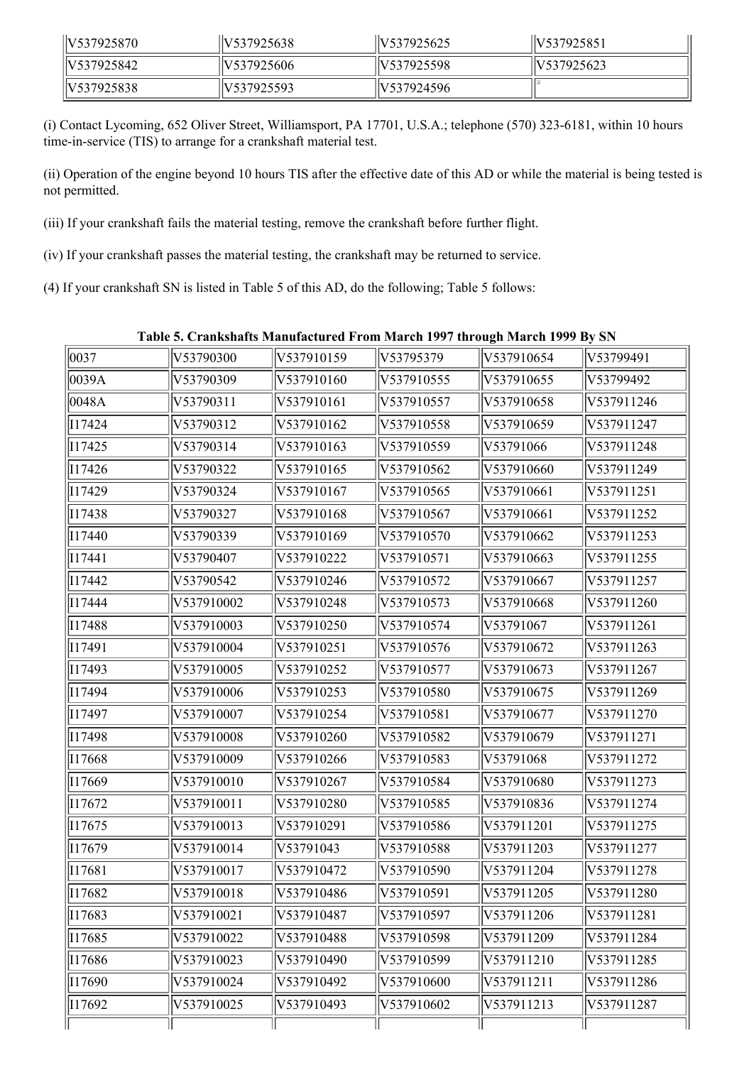| | | | |
|---|---|---|---|
| V537925870 | V537925638 | V537925625 | V537925851 |
| V537925842 | V537925606 | V537925598 | V537925623 |
| V537925838 | V537925593 | V537924596 | |

(i) Contact Lycoming, 652 Oliver Street, Williamsport, PA 17701, U.S.A.; telephone (570) 323-6181, within 10 hours time-in-service (TIS) to arrange for a crankshaft material test.

(ii) Operation of the engine beyond 10 hours TIS after the effective date of this AD or while the material is being tested is not permitted.

(iii) If your crankshaft fails the material testing, remove the crankshaft before further flight.

(iv) If your crankshaft passes the material testing, the crankshaft may be returned to service.

(4) If your crankshaft SN is listed in Table 5 of this AD, do the following; Table 5 follows:

**Table 5. Crankshafts Manufactured From March 1997 through March 1999 By SN**

| | | | | | |
|---|---|---|---|---|---|
| 0037 | V53790300 | V537910159 | V53795379 | V537910654 | V53799491 |
| 0039A | V53790309 | V537910160 | V537910555 | V537910655 | V53799492 |
| 0048A | V53790311 | V537910161 | V537910557 | V537910658 | V537911246 |
| I17424 | V53790312 | V537910162 | V537910558 | V537910659 | V537911247 |
| I17425 | V53790314 | V537910163 | V537910559 | V53791066 | V537911248 |
| I17426 | V53790322 | V537910165 | V537910562 | V537910660 | V537911249 |
| I17429 | V53790324 | V537910167 | V537910565 | V537910661 | V537911251 |
| I17438 | V53790327 | V537910168 | V537910567 | V537910661 | V537911252 |
| I17440 | V53790339 | V537910169 | V537910570 | V537910662 | V537911253 |
| I17441 | V53790407 | V537910222 | V537910571 | V537910663 | V537911255 |
| I17442 | V53790542 | V537910246 | V537910572 | V537910667 | V537911257 |
| I17444 | V537910002 | V537910248 | V537910573 | V537910668 | V537911260 |
| I17488 | V537910003 | V537910250 | V537910574 | V53791067 | V537911261 |
| I17491 | V537910004 | V537910251 | V537910576 | V537910672 | V537911263 |
| I17493 | V537910005 | V537910252 | V537910577 | V537910673 | V537911267 |
| I17494 | V537910006 | V537910253 | V537910580 | V537910675 | V537911269 |
| I17497 | V537910007 | V537910254 | V537910581 | V537910677 | V537911270 |
| I17498 | V537910008 | V537910260 | V537910582 | V537910679 | V537911271 |
| I17668 | V537910009 | V537910266 | V537910583 | V53791068 | V537911272 |
| I17669 | V537910010 | V537910267 | V537910584 | V537910680 | V537911273 |
| I17672 | V537910011 | V537910280 | V537910585 | V537910836 | V537911274 |
| I17675 | V537910013 | V537910291 | V537910586 | V537911201 | V537911275 |
| I17679 | V537910014 | V53791043 | V537910588 | V537911203 | V537911277 |
| I17681 | V537910017 | V537910472 | V537910590 | V537911204 | V537911278 |
| I17682 | V537910018 | V537910486 | V537910591 | V537911205 | V537911280 |
| I17683 | V537910021 | V537910487 | V537910597 | V537911206 | V537911281 |
| I17685 | V537910022 | V537910488 | V537910598 | V537911209 | V537911284 |
| I17686 | V537910023 | V537910490 | V537910599 | V537911210 | V537911285 |
| I17690 | V537910024 | V537910492 | V537910600 | V537911211 | V537911286 |
| I17692 | V537910025 | V537910493 | V537910602 | V537911213 | V537911287 |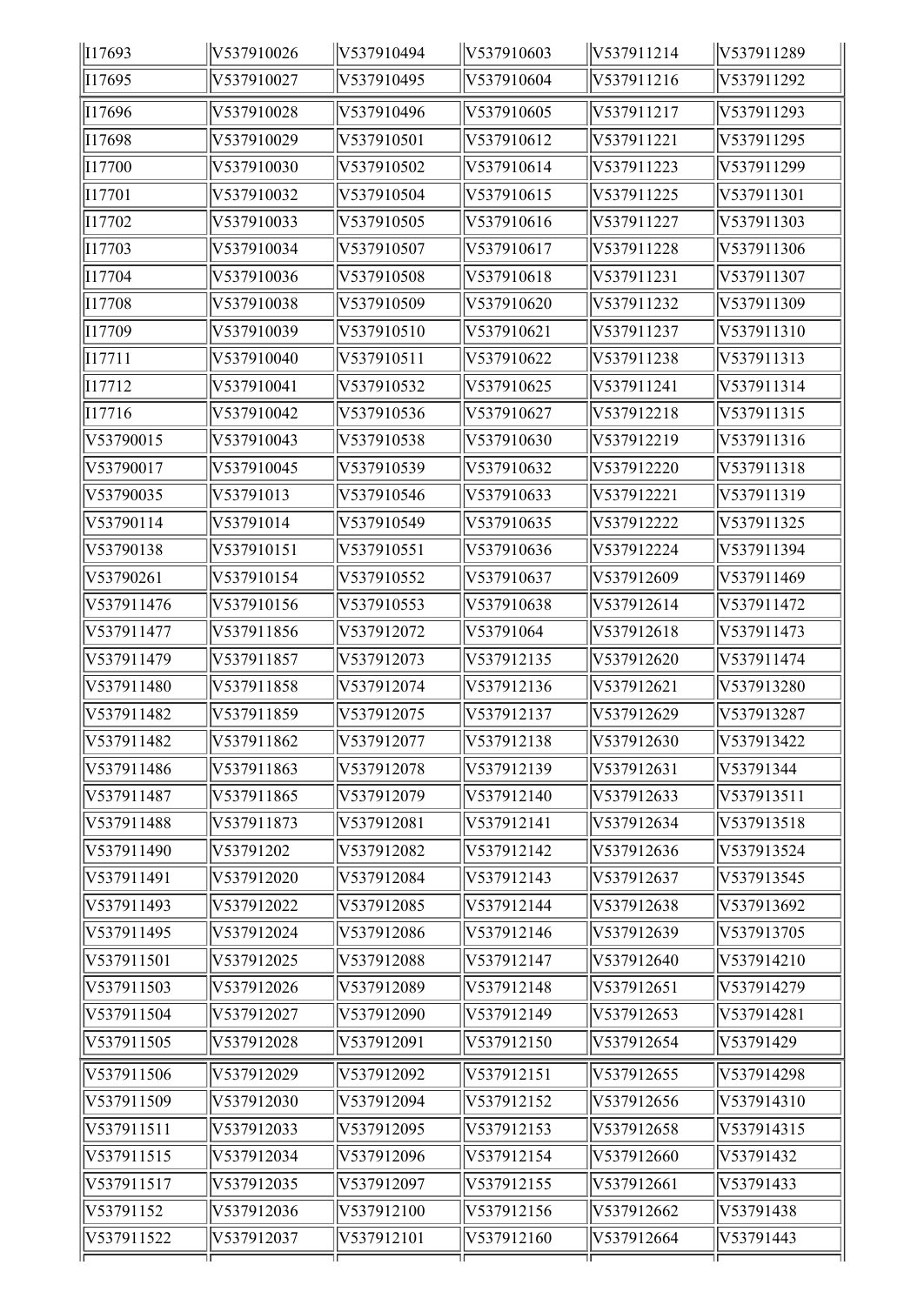| I17693 | V537910026 | V537910494 | V537910603 | V537911214 | V537911289 |
|---|---|---|---|---|---|
| I17695 | V537910027 | V537910495 | V537910604 | V537911216 | V537911292 |
| I17696 | V537910028 | V537910496 | V537910605 | V537911217 | V537911293 |
| I17698 | V537910029 | V537910501 | V537910612 | V537911221 | V537911295 |
| I17700 | V537910030 | V537910502 | V537910614 | V537911223 | V537911299 |
| I17701 | V537910032 | V537910504 | V537910615 | V537911225 | V537911301 |
| I17702 | V537910033 | V537910505 | V537910616 | V537911227 | V537911303 |
| I17703 | V537910034 | V537910507 | V537910617 | V537911228 | V537911306 |
| I17704 | V537910036 | V537910508 | V537910618 | V537911231 | V537911307 |
| I17708 | V537910038 | V537910509 | V537910620 | V537911232 | V537911309 |
| I17709 | V537910039 | V537910510 | V537910621 | V537911237 | V537911310 |
| I17711 | V537910040 | V537910511 | V537910622 | V537911238 | V537911313 |
| I17712 | V537910041 | V537910532 | V537910625 | V537911241 | V537911314 |
| I17716 | V537910042 | V537910536 | V537910627 | V537912218 | V537911315 |
| V53790015 | V537910043 | V537910538 | V537910630 | V537912219 | V537911316 |
| V53790017 | V537910045 | V537910539 | V537910632 | V537912220 | V537911318 |
| V53790035 | V53791013 | V537910546 | V537910633 | V537912221 | V537911319 |
| V53790114 | V53791014 | V537910549 | V537910635 | V537912222 | V537911325 |
| V53790138 | V537910151 | V537910551 | V537910636 | V537912224 | V537911394 |
| V53790261 | V537910154 | V537910552 | V537910637 | V537912609 | V537911469 |
| V537911476 | V537910156 | V537910553 | V537910638 | V537912614 | V537911472 |
| V537911477 | V537911856 | V537912072 | V53791064 | V537912618 | V537911473 |
| V537911479 | V537911857 | V537912073 | V537912135 | V537912620 | V537911474 |
| V537911480 | V537911858 | V537912074 | V537912136 | V537912621 | V537913280 |
| V537911482 | V537911859 | V537912075 | V537912137 | V537912629 | V537913287 |
| V537911482 | V537911862 | V537912077 | V537912138 | V537912630 | V537913422 |
| V537911486 | V537911863 | V537912078 | V537912139 | V537912631 | V53791344 |
| V537911487 | V537911865 | V537912079 | V537912140 | V537912633 | V537913511 |
| V537911488 | V537911873 | V537912081 | V537912141 | V537912634 | V537913518 |
| V537911490 | V53791202 | V537912082 | V537912142 | V537912636 | V537913524 |
| V537911491 | V537912020 | V537912084 | V537912143 | V537912637 | V537913545 |
| V537911493 | V537912022 | V537912085 | V537912144 | V537912638 | V537913692 |
| V537911495 | V537912024 | V537912086 | V537912146 | V537912639 | V537913705 |
| V537911501 | V537912025 | V537912088 | V537912147 | V537912640 | V537914210 |
| V537911503 | V537912026 | V537912089 | V537912148 | V537912651 | V537914279 |
| V537911504 | V537912027 | V537912090 | V537912149 | V537912653 | V537914281 |
| V537911505 | V537912028 | V537912091 | V537912150 | V537912654 | V53791429 |
| V537911506 | V537912029 | V537912092 | V537912151 | V537912655 | V537914298 |
| V537911509 | V537912030 | V537912094 | V537912152 | V537912656 | V537914310 |
| V537911511 | V537912033 | V537912095 | V537912153 | V537912658 | V537914315 |
| V537911515 | V537912034 | V537912096 | V537912154 | V537912660 | V53791432 |
| V537911517 | V537912035 | V537912097 | V537912155 | V537912661 | V53791433 |
| V53791152 | V537912036 | V537912100 | V537912156 | V537912662 | V53791438 |
| V537911522 | V537912037 | V537912101 | V537912160 | V537912664 | V53791443 |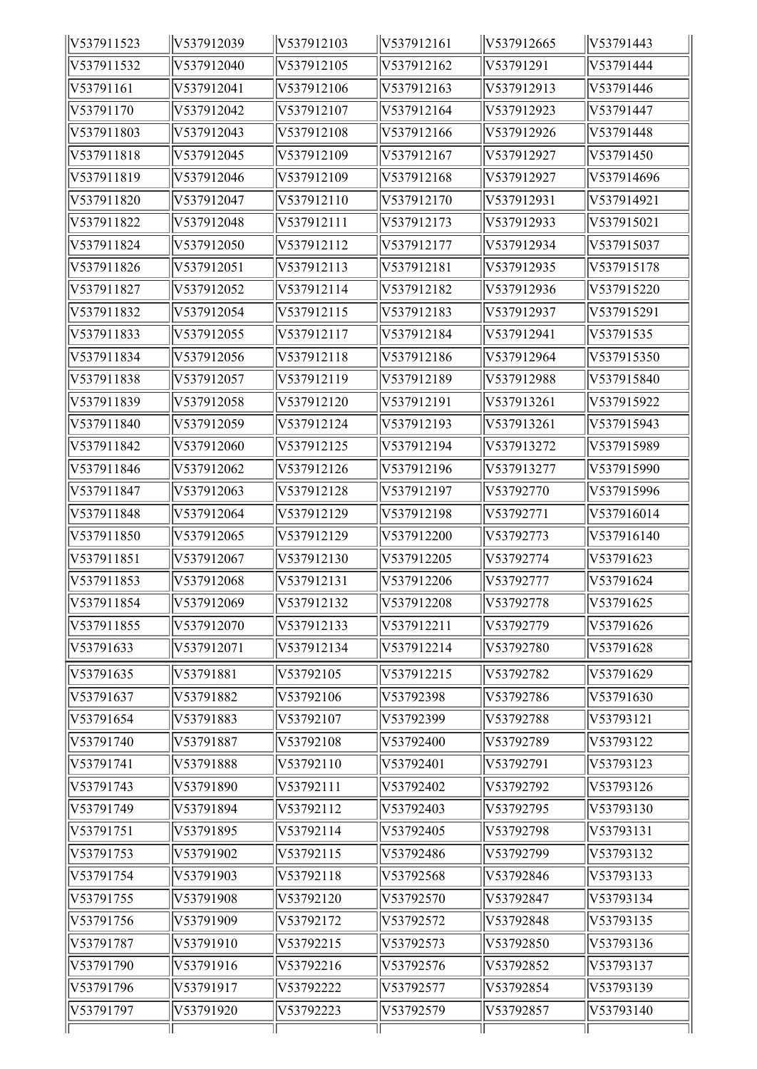| | | | | | |
|---|---|---|---|---|---|
| V537911523 | V537912039 | V537912103 | V537912161 | V537912665 | V53791443 |
| V537911532 | V537912040 | V537912105 | V537912162 | V53791291 | V53791444 |
| V53791161 | V537912041 | V537912106 | V537912163 | V537912913 | V53791446 |
| V53791170 | V537912042 | V537912107 | V537912164 | V537912923 | V53791447 |
| V537911803 | V537912043 | V537912108 | V537912166 | V537912926 | V53791448 |
| V537911818 | V537912045 | V537912109 | V537912167 | V537912927 | V53791450 |
| V537911819 | V537912046 | V537912109 | V537912168 | V537912927 | V537914696 |
| V537911820 | V537912047 | V537912110 | V537912170 | V537912931 | V537914921 |
| V537911822 | V537912048 | V537912111 | V537912173 | V537912933 | V537915021 |
| V537911824 | V537912050 | V537912112 | V537912177 | V537912934 | V537915037 |
| V537911826 | V537912051 | V537912113 | V537912181 | V537912935 | V537915178 |
| V537911827 | V537912052 | V537912114 | V537912182 | V537912936 | V537915220 |
| V537911832 | V537912054 | V537912115 | V537912183 | V537912937 | V537915291 |
| V537911833 | V537912055 | V537912117 | V537912184 | V537912941 | V53791535 |
| V537911834 | V537912056 | V537912118 | V537912186 | V537912964 | V537915350 |
| V537911838 | V537912057 | V537912119 | V537912189 | V537912988 | V537915840 |
| V537911839 | V537912058 | V537912120 | V537912191 | V537913261 | V537915922 |
| V537911840 | V537912059 | V537912124 | V537912193 | V537913261 | V537915943 |
| V537911842 | V537912060 | V537912125 | V537912194 | V537913272 | V537915989 |
| V537911846 | V537912062 | V537912126 | V537912196 | V537913277 | V537915990 |
| V537911847 | V537912063 | V537912128 | V537912197 | V53792770 | V537915996 |
| V537911848 | V537912064 | V537912129 | V537912198 | V53792771 | V537916014 |
| V537911850 | V537912065 | V537912129 | V537912200 | V53792773 | V537916140 |
| V537911851 | V537912067 | V537912130 | V537912205 | V53792774 | V53791623 |
| V537911853 | V537912068 | V537912131 | V537912206 | V53792777 | V53791624 |
| V537911854 | V537912069 | V537912132 | V537912208 | V53792778 | V53791625 |
| V537911855 | V537912070 | V537912133 | V537912211 | V53792779 | V53791626 |
| V53791633 | V537912071 | V537912134 | V537912214 | V53792780 | V53791628 |
| V53791635 | V53791881 | V53792105 | V537912215 | V53792782 | V53791629 |
| V53791637 | V53791882 | V53792106 | V53792398 | V53792786 | V53791630 |
| V53791654 | V53791883 | V53792107 | V53792399 | V53792788 | V53793121 |
| V53791740 | V53791887 | V53792108 | V53792400 | V53792789 | V53793122 |
| V53791741 | V53791888 | V53792110 | V53792401 | V53792791 | V53793123 |
| V53791743 | V53791890 | V53792111 | V53792402 | V53792792 | V53793126 |
| V53791749 | V53791894 | V53792112 | V53792403 | V53792795 | V53793130 |
| V53791751 | V53791895 | V53792114 | V53792405 | V53792798 | V53793131 |
| V53791753 | V53791902 | V53792115 | V53792486 | V53792799 | V53793132 |
| V53791754 | V53791903 | V53792118 | V53792568 | V53792846 | V53793133 |
| V53791755 | V53791908 | V53792120 | V53792570 | V53792847 | V53793134 |
| V53791756 | V53791909 | V53792172 | V53792572 | V53792848 | V53793135 |
| V53791787 | V53791910 | V53792215 | V53792573 | V53792850 | V53793136 |
| V53791790 | V53791916 | V53792216 | V53792576 | V53792852 | V53793137 |
| V53791796 | V53791917 | V53792222 | V53792577 | V53792854 | V53793139 |
| V53791797 | V53791920 | V53792223 | V53792579 | V53792857 | V53793140 |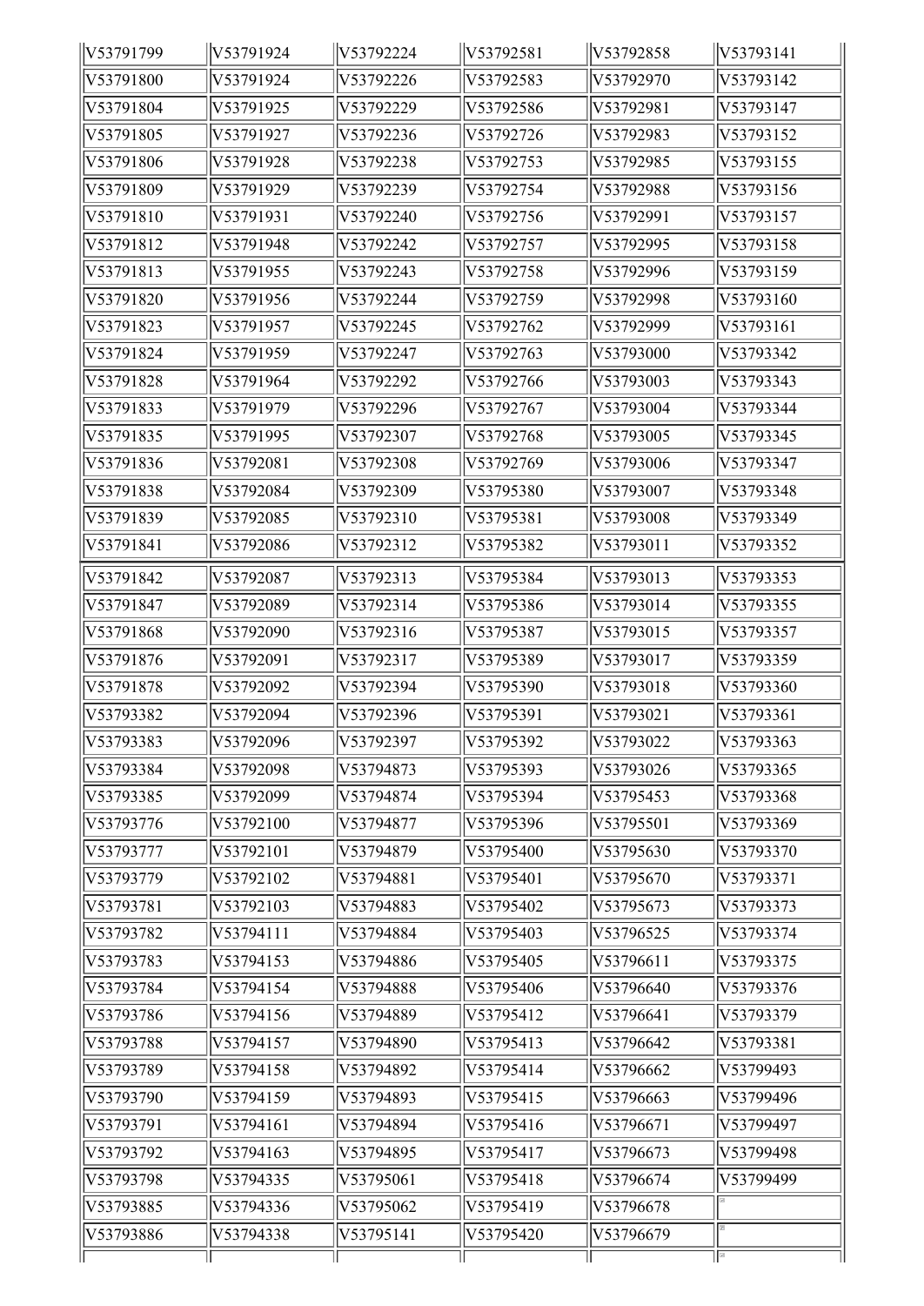| V53791799 | V53791924 | V53792224 | V53792581 | V53792858 | V53793141 |
|---|---|---|---|---|---|
| V53791800 | V53791924 | V53792226 | V53792583 | V53792970 | V53793142 |
| V53791804 | V53791925 | V53792229 | V53792586 | V53792981 | V53793147 |
| V53791805 | V53791927 | V53792236 | V53792726 | V53792983 | V53793152 |
| V53791806 | V53791928 | V53792238 | V53792753 | V53792985 | V53793155 |
| V53791809 | V53791929 | V53792239 | V53792754 | V53792988 | V53793156 |
| V53791810 | V53791931 | V53792240 | V53792756 | V53792991 | V53793157 |
| V53791812 | V53791948 | V53792242 | V53792757 | V53792995 | V53793158 |
| V53791813 | V53791955 | V53792243 | V53792758 | V53792996 | V53793159 |
| V53791820 | V53791956 | V53792244 | V53792759 | V53792998 | V53793160 |
| V53791823 | V53791957 | V53792245 | V53792762 | V53792999 | V53793161 |
| V53791824 | V53791959 | V53792247 | V53792763 | V53793000 | V53793342 |
| V53791828 | V53791964 | V53792292 | V53792766 | V53793003 | V53793343 |
| V53791833 | V53791979 | V53792296 | V53792767 | V53793004 | V53793344 |
| V53791835 | V53791995 | V53792307 | V53792768 | V53793005 | V53793345 |
| V53791836 | V53792081 | V53792308 | V53792769 | V53793006 | V53793347 |
| V53791838 | V53792084 | V53792309 | V53795380 | V53793007 | V53793348 |
| V53791839 | V53792085 | V53792310 | V53795381 | V53793008 | V53793349 |
| V53791841 | V53792086 | V53792312 | V53795382 | V53793011 | V53793352 |
| V53791842 | V53792087 | V53792313 | V53795384 | V53793013 | V53793353 |
| V53791847 | V53792089 | V53792314 | V53795386 | V53793014 | V53793355 |
| V53791868 | V53792090 | V53792316 | V53795387 | V53793015 | V53793357 |
| V53791876 | V53792091 | V53792317 | V53795389 | V53793017 | V53793359 |
| V53791878 | V53792092 | V53792394 | V53795390 | V53793018 | V53793360 |
| V53793382 | V53792094 | V53792396 | V53795391 | V53793021 | V53793361 |
| V53793383 | V53792096 | V53792397 | V53795392 | V53793022 | V53793363 |
| V53793384 | V53792098 | V53794873 | V53795393 | V53793026 | V53793365 |
| V53793385 | V53792099 | V53794874 | V53795394 | V53795453 | V53793368 |
| V53793776 | V53792100 | V53794877 | V53795396 | V53795501 | V53793369 |
| V53793777 | V53792101 | V53794879 | V53795400 | V53795630 | V53793370 |
| V53793779 | V53792102 | V53794881 | V53795401 | V53795670 | V53793371 |
| V53793781 | V53792103 | V53794883 | V53795402 | V53795673 | V53793373 |
| V53793782 | V53794111 | V53794884 | V53795403 | V53796525 | V53793374 |
| V53793783 | V53794153 | V53794886 | V53795405 | V53796611 | V53793375 |
| V53793784 | V53794154 | V53794888 | V53795406 | V53796640 | V53793376 |
| V53793786 | V53794156 | V53794889 | V53795412 | V53796641 | V53793379 |
| V53793788 | V53794157 | V53794890 | V53795413 | V53796642 | V53793381 |
| V53793789 | V53794158 | V53794892 | V53795414 | V53796662 | V53799493 |
| V53793790 | V53794159 | V53794893 | V53795415 | V53796663 | V53799496 |
| V53793791 | V53794161 | V53794894 | V53795416 | V53796671 | V53799497 |
| V53793792 | V53794163 | V53794895 | V53795417 | V53796673 | V53799498 |
| V53793798 | V53794335 | V53795061 | V53795418 | V53796674 | V53799499 |
| V53793885 | V53794336 | V53795062 | V53795419 | V53796678 | |
| V53793886 | V53794338 | V53795141 | V53795420 | V53796679 | |
| | | | | | |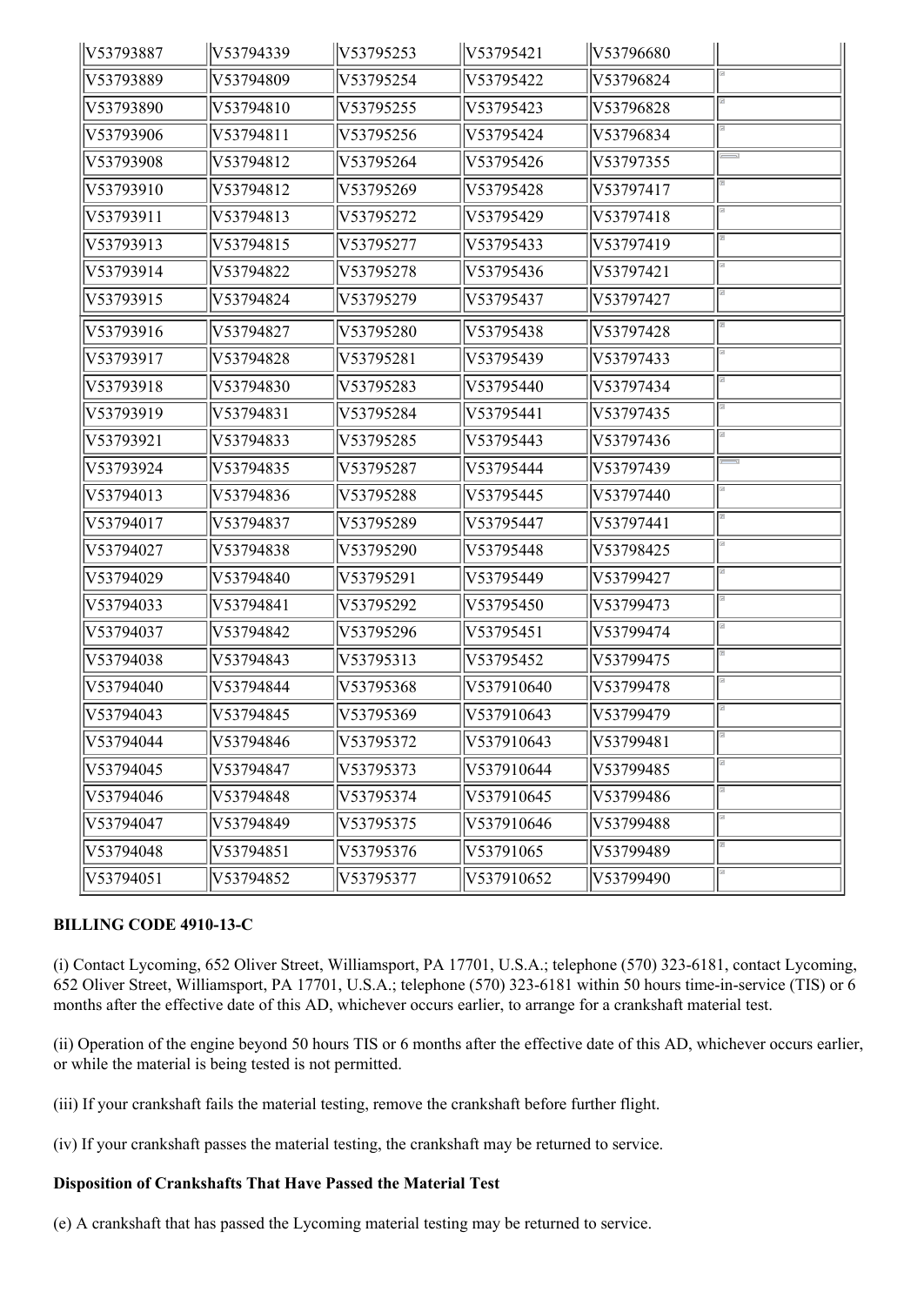| V53793887 | V53794339 | V53795253 | V53795421 | V53796680 | |
|---|---|---|---|---|---|
| V53793889 | V53794809 | V53795254 | V53795422 | V53796824 | |
| V53793890 | V53794810 | V53795255 | V53795423 | V53796828 | |
| V53793906 | V53794811 | V53795256 | V53795424 | V53796834 | |
| V53793908 | V53794812 | V53795264 | V53795426 | V53797355 | |
| V53793910 | V53794812 | V53795269 | V53795428 | V53797417 | |
| V53793911 | V53794813 | V53795272 | V53795429 | V53797418 | |
| V53793913 | V53794815 | V53795277 | V53795433 | V53797419 | |
| V53793914 | V53794822 | V53795278 | V53795436 | V53797421 | |
| V53793915 | V53794824 | V53795279 | V53795437 | V53797427 | |
| V53793916 | V53794827 | V53795280 | V53795438 | V53797428 | |
| V53793917 | V53794828 | V53795281 | V53795439 | V53797433 | |
| V53793918 | V53794830 | V53795283 | V53795440 | V53797434 | |
| V53793919 | V53794831 | V53795284 | V53795441 | V53797435 | |
| V53793921 | V53794833 | V53795285 | V53795443 | V53797436 | |
| V53793924 | V53794835 | V53795287 | V53795444 | V53797439 | |
| V53794013 | V53794836 | V53795288 | V53795445 | V53797440 | |
| V53794017 | V53794837 | V53795289 | V53795447 | V53797441 | |
| V53794027 | V53794838 | V53795290 | V53795448 | V53798425 | |
| V53794029 | V53794840 | V53795291 | V53795449 | V53799427 | |
| V53794033 | V53794841 | V53795292 | V53795450 | V53799473 | |
| V53794037 | V53794842 | V53795296 | V53795451 | V53799474 | |
| V53794038 | V53794843 | V53795313 | V53795452 | V53799475 | |
| V53794040 | V53794844 | V53795368 | V537910640 | V53799478 | |
| V53794043 | V53794845 | V53795369 | V537910643 | V53799479 | |
| V53794044 | V53794846 | V53795372 | V537910643 | V53799481 | |
| V53794045 | V53794847 | V53795373 | V537910644 | V53799485 | |
| V53794046 | V53794848 | V53795374 | V537910645 | V53799486 | |
| V53794047 | V53794849 | V53795375 | V537910646 | V53799488 | |
| V53794048 | V53794851 | V53795376 | V53791065 | V53799489 | |
| V53794051 | V53794852 | V53795377 | V537910652 | V53799490 | |

**BILLING CODE 4910-13-C**

(i) Contact Lycoming, 652 Oliver Street, Williamsport, PA 17701, U.S.A.; telephone (570) 323-6181, contact Lycoming, 652 Oliver Street, Williamsport, PA 17701, U.S.A.; telephone (570) 323-6181 within 50 hours time-in-service (TIS) or 6 months after the effective date of this AD, whichever occurs earlier, to arrange for a crankshaft material test.

(ii) Operation of the engine beyond 50 hours TIS or 6 months after the effective date of this AD, whichever occurs earlier, or while the material is being tested is not permitted.

(iii) If your crankshaft fails the material testing, remove the crankshaft before further flight.

(iv) If your crankshaft passes the material testing, the crankshaft may be returned to service.

**Disposition of Crankshafts That Have Passed the Material Test**

(e) A crankshaft that has passed the Lycoming material testing may be returned to service.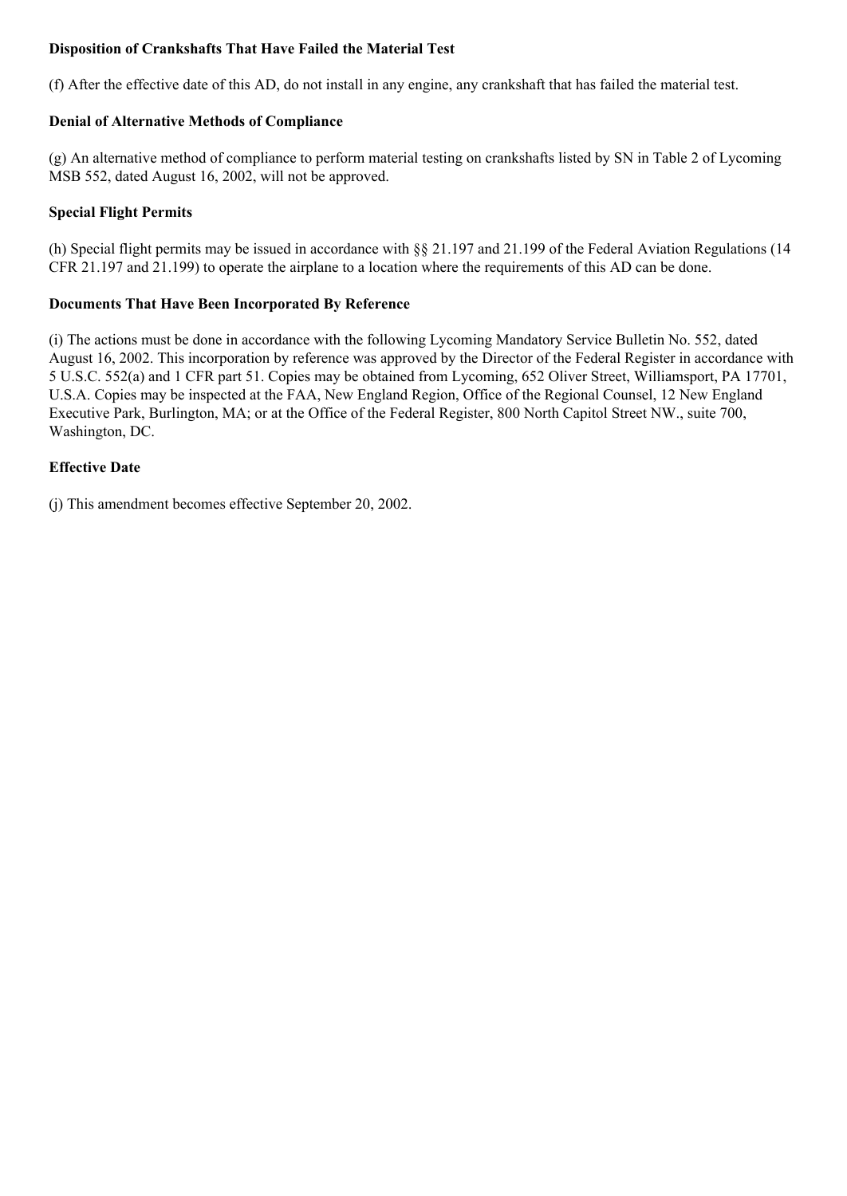**Disposition of Crankshafts That Have Failed the Material Test**

(f) After the effective date of this AD, do not install in any engine, any crankshaft that has failed the material test.

**Denial of Alternative Methods of Compliance**

(g) An alternative method of compliance to perform material testing on crankshafts listed by SN in Table 2 of Lycoming MSB 552, dated August 16, 2002, will not be approved.

**Special Flight Permits**

(h) Special flight permits may be issued in accordance with §§ 21.197 and 21.199 of the Federal Aviation Regulations (14 CFR 21.197 and 21.199) to operate the airplane to a location where the requirements of this AD can be done.

**Documents That Have Been Incorporated By Reference**

(i) The actions must be done in accordance with the following Lycoming Mandatory Service Bulletin No. 552, dated August 16, 2002. This incorporation by reference was approved by the Director of the Federal Register in accordance with 5 U.S.C. 552(a) and 1 CFR part 51. Copies may be obtained from Lycoming, 652 Oliver Street, Williamsport, PA 17701, U.S.A. Copies may be inspected at the FAA, New England Region, Office of the Regional Counsel, 12 New England Executive Park, Burlington, MA; or at the Office of the Federal Register, 800 North Capitol Street NW., suite 700, Washington, DC.

**Effective Date**

(j) This amendment becomes effective September 20, 2002.